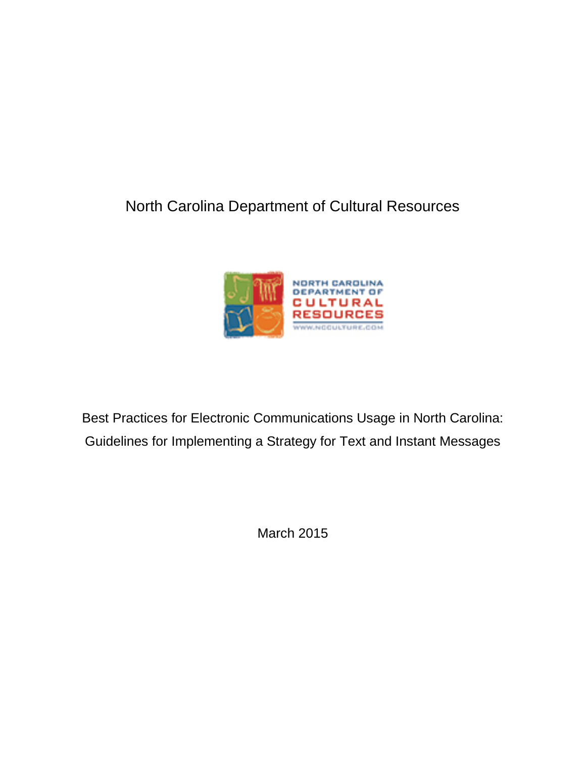North Carolina Department of Cultural Resources

# Best Practices for Electronic Communications Usage in North Carolina: Guidelines for Implementing a Strategy for Text and Instant Messages

March 2015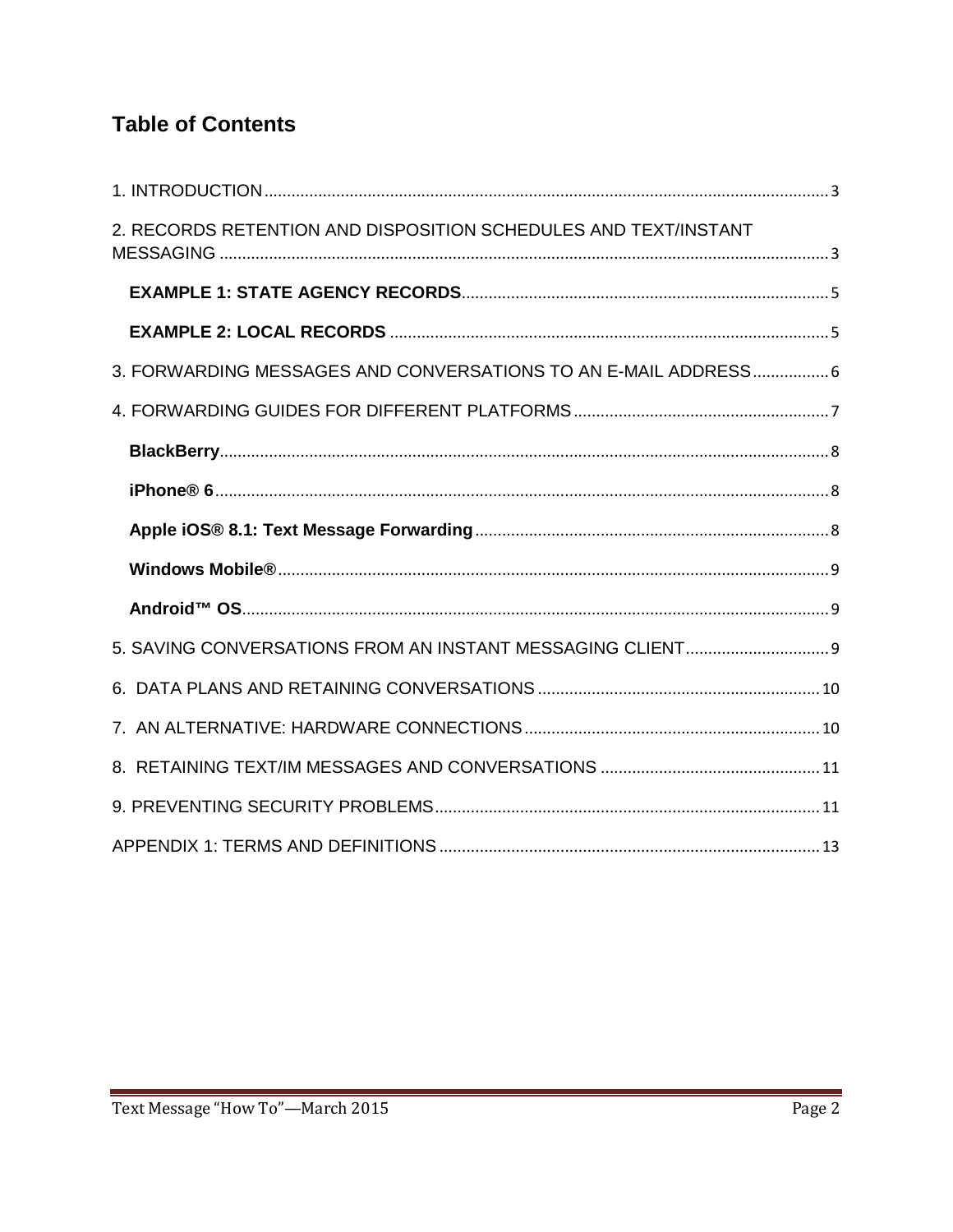## Table of Contents

1. INTRODUCTION ..... 3

2. RECORDS RETENTION AND DISPOSITION SCHEDULES AND TEXT/INSTANT MESSAGING ..... 3

   **EXAMPLE 1: STATE AGENCY RECORDS** ..... 5

   **EXAMPLE 2: LOCAL RECORDS** ..... 5

3. FORWARDING MESSAGES AND CONVERSATIONS TO AN E-MAIL ADDRESS ..... 6

4. FORWARDING GUIDES FOR DIFFERENT PLATFORMS ..... 7

   **BlackBerry** ..... 8

   **iPhone® 6** ..... 8

   **Apple iOS® 8.1: Text Message Forwarding** ..... 8

   **Windows Mobile®** ..... 9

   **Android™ OS** ..... 9

5. SAVING CONVERSATIONS FROM AN INSTANT MESSAGING CLIENT ..... 9

6. DATA PLANS AND RETAINING CONVERSATIONS ..... 10

7. AN ALTERNATIVE: HARDWARE CONNECTIONS ..... 10

8. RETAINING TEXT/IM MESSAGES AND CONVERSATIONS ..... 11

9. PREVENTING SECURITY PROBLEMS ..... 11

APPENDIX 1: TERMS AND DEFINITIONS ..... 13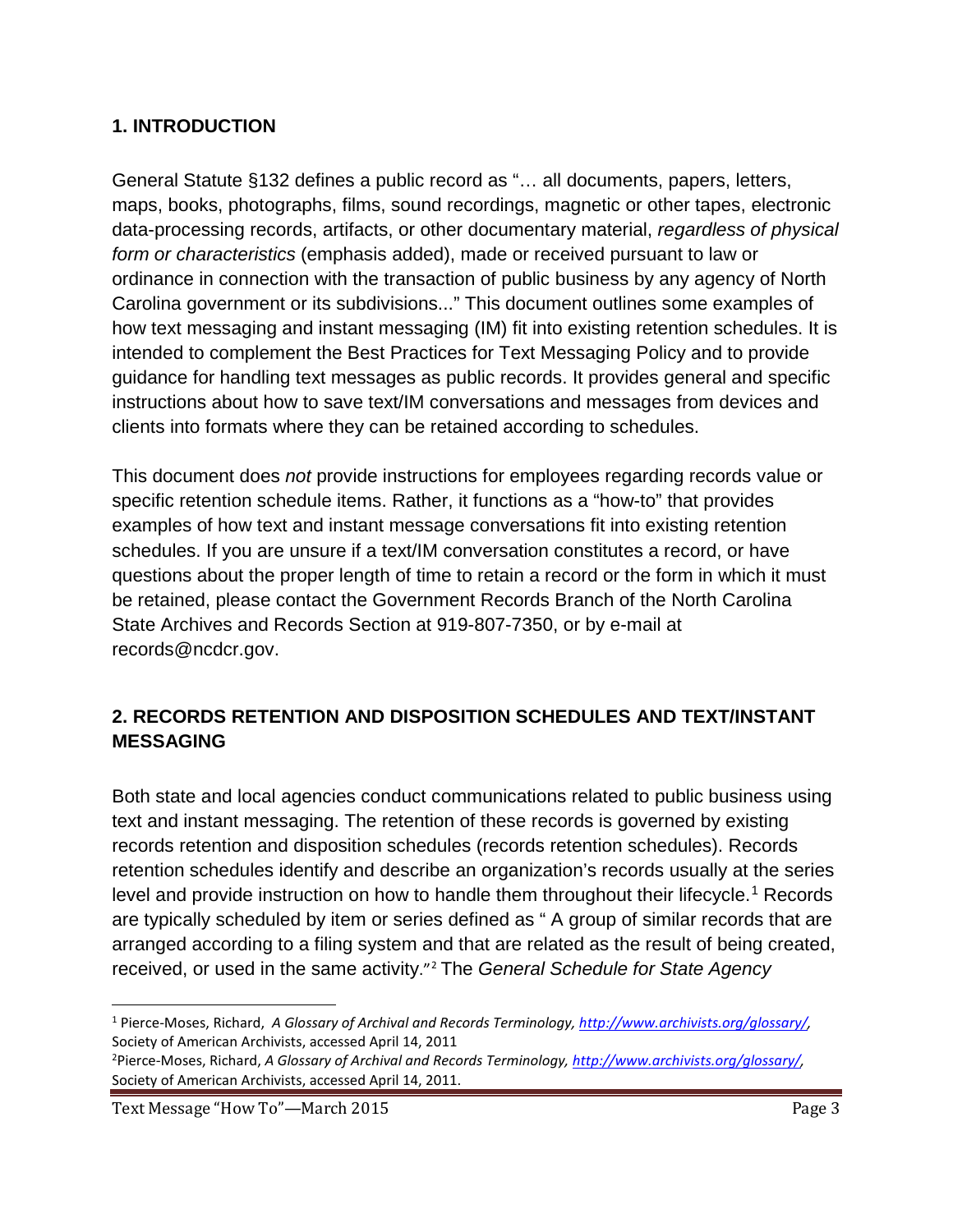## 1. INTRODUCTION

General Statute §132 defines a public record as "… all documents, papers, letters, maps, books, photographs, films, sound recordings, magnetic or other tapes, electronic data-processing records, artifacts, or other documentary material, *regardless of physical form or characteristics* (emphasis added), made or received pursuant to law or ordinance in connection with the transaction of public business by any agency of North Carolina government or its subdivisions..." This document outlines some examples of how text messaging and instant messaging (IM) fit into existing retention schedules. It is intended to complement the Best Practices for Text Messaging Policy and to provide guidance for handling text messages as public records. It provides general and specific instructions about how to save text/IM conversations and messages from devices and clients into formats where they can be retained according to schedules.

This document does *not* provide instructions for employees regarding records value or specific retention schedule items. Rather, it functions as a "how-to" that provides examples of how text and instant message conversations fit into existing retention schedules. If you are unsure if a text/IM conversation constitutes a record, or have questions about the proper length of time to retain a record or the form in which it must be retained, please contact the Government Records Branch of the North Carolina State Archives and Records Section at 919-807-7350, or by e-mail at records@ncdcr.gov.

## 2. RECORDS RETENTION AND DISPOSITION SCHEDULES AND TEXT/INSTANT MESSAGING

Both state and local agencies conduct communications related to public business using text and instant messaging. The retention of these records is governed by existing records retention and disposition schedules (records retention schedules). Records retention schedules identify and describe an organization's records usually at the series level and provide instruction on how to handle them throughout their lifecycle.[1] Records are typically scheduled by item or series defined as " A group of similar records that are arranged according to a filing system and that are related as the result of being created, received, or used in the same activity."[2] The *General Schedule for State Agency*

---

[1] Pierce-Moses, Richard, *A Glossary of Archival and Records Terminology, http://www.archivists.org/glossary/*, Society of American Archivists, accessed April 14, 2011

[2] Pierce-Moses, Richard, *A Glossary of Archival and Records Terminology, http://www.archivists.org/glossary/*, Society of American Archivists, accessed April 14, 2011.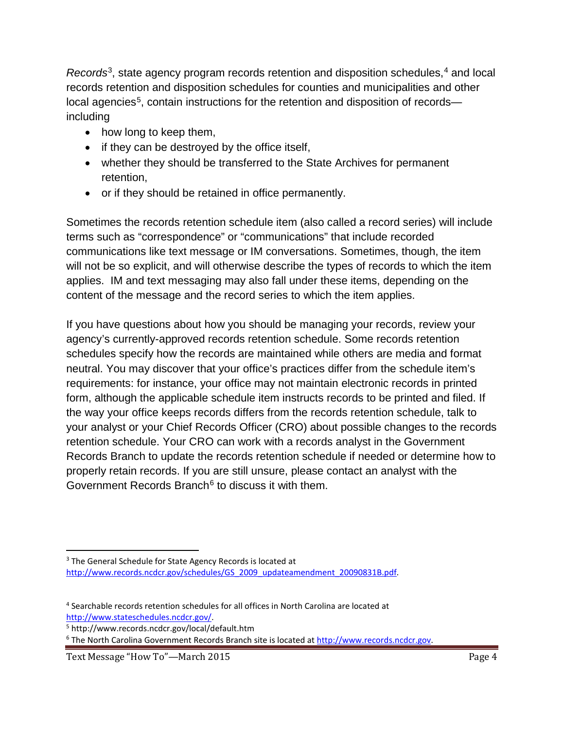*Records*[3], state agency program records retention and disposition schedules,[4] and local records retention and disposition schedules for counties and municipalities and other local agencies[5], contain instructions for the retention and disposition of records—including

- how long to keep them,
- if they can be destroyed by the office itself,
- whether they should be transferred to the State Archives for permanent retention,
- or if they should be retained in office permanently.

Sometimes the records retention schedule item (also called a record series) will include terms such as "correspondence" or "communications" that include recorded communications like text message or IM conversations. Sometimes, though, the item will not be so explicit, and will otherwise describe the types of records to which the item applies.  IM and text messaging may also fall under these items, depending on the content of the message and the record series to which the item applies.

If you have questions about how you should be managing your records, review your agency's currently-approved records retention schedule. Some records retention schedules specify how the records are maintained while others are media and format neutral. You may discover that your office's practices differ from the schedule item's requirements: for instance, your office may not maintain electronic records in printed form, although the applicable schedule item instructs records to be printed and filed. If the way your office keeps records differs from the records retention schedule, talk to your analyst or your Chief Records Officer (CRO) about possible changes to the records retention schedule. Your CRO can work with a records analyst in the Government Records Branch to update the records retention schedule if needed or determine how to properly retain records. If you are still unsure, please contact an analyst with the Government Records Branch[6] to discuss it with them.

---

[3] The General Schedule for State Agency Records is located at http://www.records.ncdcr.gov/schedules/GS_2009_updateamendment_20090831B.pdf.

[4] Searchable records retention schedules for all offices in North Carolina are located at http://www.stateschedules.ncdcr.gov/.

[5] http://www.records.ncdcr.gov/local/default.htm

[6] The North Carolina Government Records Branch site is located at http://www.records.ncdcr.gov.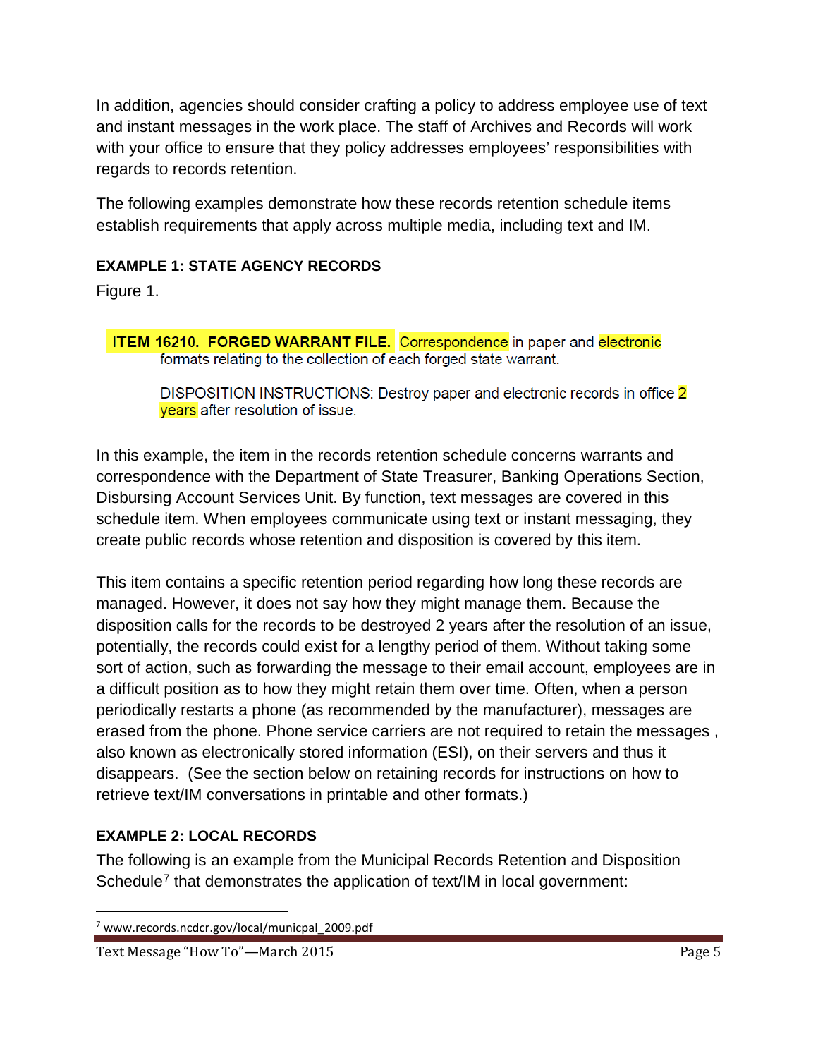In addition, agencies should consider crafting a policy to address employee use of text and instant messages in the work place. The staff of Archives and Records will work with your office to ensure that they policy addresses employees' responsibilities with regards to records retention.

The following examples demonstrate how these records retention schedule items establish requirements that apply across multiple media, including text and IM.

#### EXAMPLE 1: STATE AGENCY RECORDS

Figure 1.

> **ITEM 16210. FORGED WARRANT FILE.** Correspondence in paper and electronic formats relating to the collection of each forged state warrant.
>
> DISPOSITION INSTRUCTIONS: Destroy paper and electronic records in office 2 years after resolution of issue.

In this example, the item in the records retention schedule concerns warrants and correspondence with the Department of State Treasurer, Banking Operations Section, Disbursing Account Services Unit. By function, text messages are covered in this schedule item. When employees communicate using text or instant messaging, they create public records whose retention and disposition is covered by this item.

This item contains a specific retention period regarding how long these records are managed. However, it does not say how they might manage them. Because the disposition calls for the records to be destroyed 2 years after the resolution of an issue, potentially, the records could exist for a lengthy period of them. Without taking some sort of action, such as forwarding the message to their email account, employees are in a difficult position as to how they might retain them over time. Often, when a person periodically restarts a phone (as recommended by the manufacturer), messages are erased from the phone. Phone service carriers are not required to retain the messages , also known as electronically stored information (ESI), on their servers and thus it disappears. (See the section below on retaining records for instructions on how to retrieve text/IM conversations in printable and other formats.)

#### EXAMPLE 2: LOCAL RECORDS

The following is an example from the Municipal Records Retention and Disposition Schedule[7] that demonstrates the application of text/IM in local government:

[7] www.records.ncdcr.gov/local/municpal_2009.pdf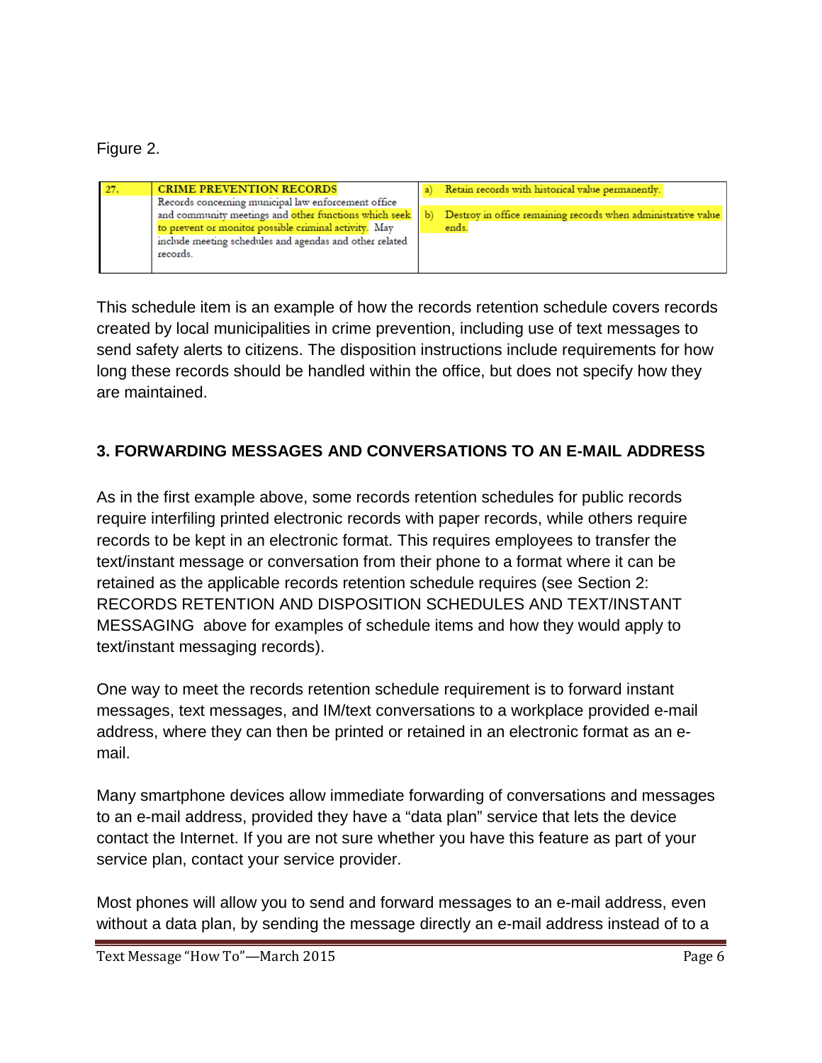Figure 2.

| 27. | **CRIME PREVENTION RECORDS** Records concerning municipal law enforcement office and community meetings and other functions which seek to prevent or monitor possible criminal activity. May include meeting schedules and agendas and other related records. | a) Retain records with historical value permanently. b) Destroy in office remaining records when administrative value ends. |
|---|---|---|

This schedule item is an example of how the records retention schedule covers records created by local municipalities in crime prevention, including use of text messages to send safety alerts to citizens. The disposition instructions include requirements for how long these records should be handled within the office, but does not specify how they are maintained.

## 3. FORWARDING MESSAGES AND CONVERSATIONS TO AN E-MAIL ADDRESS

As in the first example above, some records retention schedules for public records require interfiling printed electronic records with paper records, while others require records to be kept in an electronic format. This requires employees to transfer the text/instant message or conversation from their phone to a format where it can be retained as the applicable records retention schedule requires (see Section 2: RECORDS RETENTION AND DISPOSITION SCHEDULES AND TEXT/INSTANT MESSAGING above for examples of schedule items and how they would apply to text/instant messaging records).

One way to meet the records retention schedule requirement is to forward instant messages, text messages, and IM/text conversations to a workplace provided e-mail address, where they can then be printed or retained in an electronic format as an e-mail.

Many smartphone devices allow immediate forwarding of conversations and messages to an e-mail address, provided they have a "data plan" service that lets the device contact the Internet. If you are not sure whether you have this feature as part of your service plan, contact your service provider.

Most phones will allow you to send and forward messages to an e-mail address, even without a data plan, by sending the message directly an e-mail address instead of to a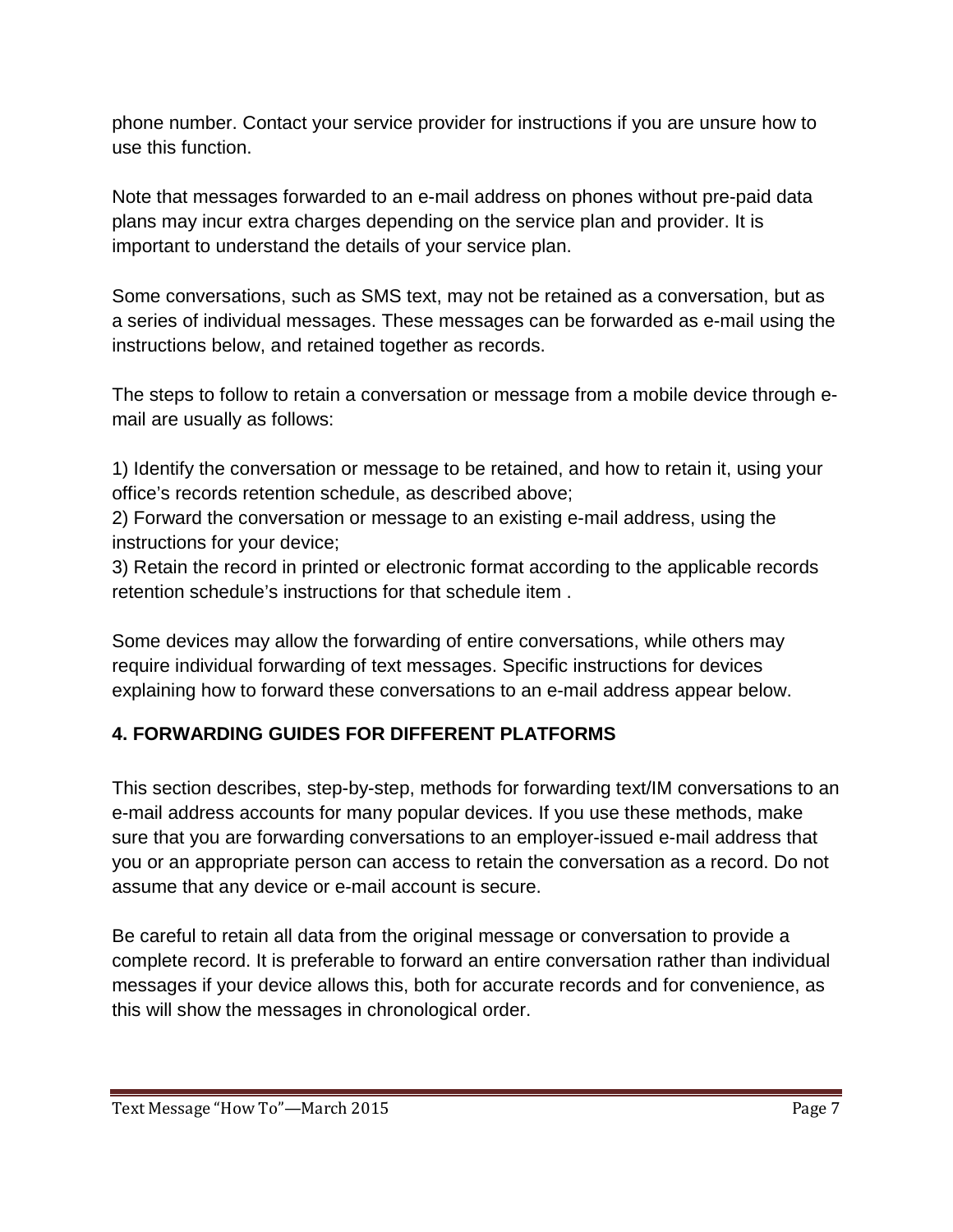phone number. Contact your service provider for instructions if you are unsure how to use this function.

Note that messages forwarded to an e-mail address on phones without pre-paid data plans may incur extra charges depending on the service plan and provider. It is important to understand the details of your service plan.

Some conversations, such as SMS text, may not be retained as a conversation, but as a series of individual messages. These messages can be forwarded as e-mail using the instructions below, and retained together as records.

The steps to follow to retain a conversation or message from a mobile device through e-mail are usually as follows:

1) Identify the conversation or message to be retained, and how to retain it, using your office's records retention schedule, as described above;
2) Forward the conversation or message to an existing e-mail address, using the instructions for your device;
3) Retain the record in printed or electronic format according to the applicable records retention schedule's instructions for that schedule item .

Some devices may allow the forwarding of entire conversations, while others may require individual forwarding of text messages. Specific instructions for devices explaining how to forward these conversations to an e-mail address appear below.

## 4. FORWARDING GUIDES FOR DIFFERENT PLATFORMS

This section describes, step-by-step, methods for forwarding text/IM conversations to an e-mail address accounts for many popular devices. If you use these methods, make sure that you are forwarding conversations to an employer-issued e-mail address that you or an appropriate person can access to retain the conversation as a record. Do not assume that any device or e-mail account is secure.

Be careful to retain all data from the original message or conversation to provide a complete record. It is preferable to forward an entire conversation rather than individual messages if your device allows this, both for accurate records and for convenience, as this will show the messages in chronological order.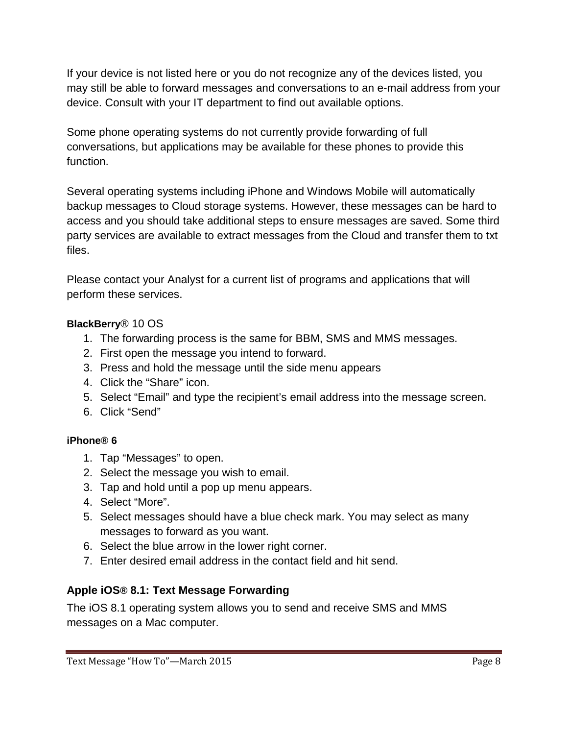If your device is not listed here or you do not recognize any of the devices listed, you may still be able to forward messages and conversations to an e-mail address from your device. Consult with your IT department to find out available options.

Some phone operating systems do not currently provide forwarding of full conversations, but applications may be available for these phones to provide this function.

Several operating systems including iPhone and Windows Mobile will automatically backup messages to Cloud storage systems. However, these messages can be hard to access and you should take additional steps to ensure messages are saved. Some third party services are available to extract messages from the Cloud and transfer them to txt files.

Please contact your Analyst for a current list of programs and applications that will perform these services.

**BlackBerry**® 10 OS

1. The forwarding process is the same for BBM, SMS and MMS messages.
2. First open the message you intend to forward.
3. Press and hold the message until the side menu appears
4. Click the "Share" icon.
5. Select "Email" and type the recipient's email address into the message screen.
6. Click "Send"

**iPhone® 6**

1. Tap "Messages" to open.
2. Select the message you wish to email.
3. Tap and hold until a pop up menu appears.
4. Select "More".
5. Select messages should have a blue check mark. You may select as many messages to forward as you want.
6. Select the blue arrow in the lower right corner.
7. Enter desired email address in the contact field and hit send.

### Apple iOS® 8.1: Text Message Forwarding

The iOS 8.1 operating system allows you to send and receive SMS and MMS messages on a Mac computer.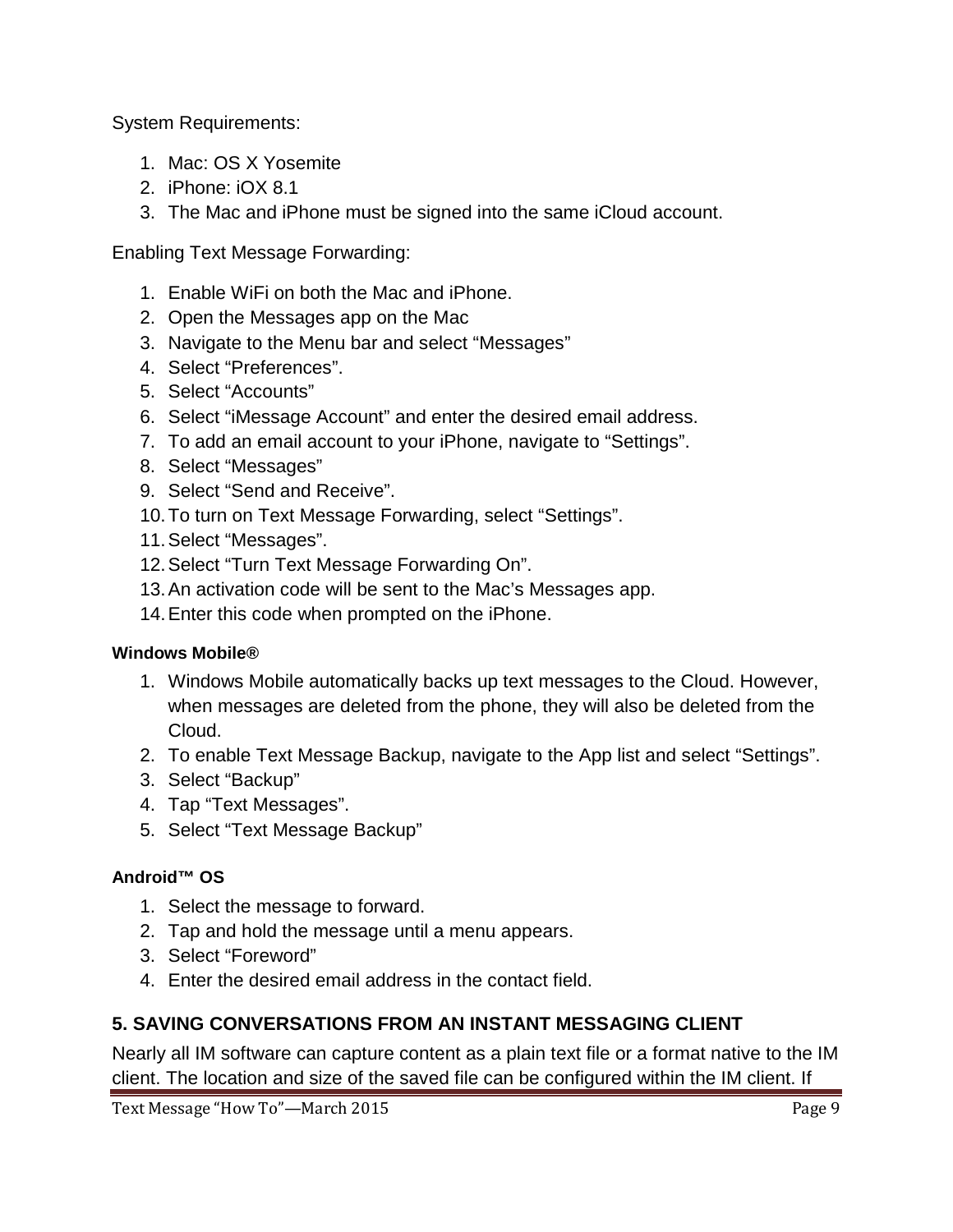System Requirements:

1. Mac: OS X Yosemite
2. iPhone: iOX 8.1
3. The Mac and iPhone must be signed into the same iCloud account.

Enabling Text Message Forwarding:

1. Enable WiFi on both the Mac and iPhone.
2. Open the Messages app on the Mac
3. Navigate to the Menu bar and select "Messages"
4. Select "Preferences".
5. Select "Accounts"
6. Select "iMessage Account" and enter the desired email address.
7. To add an email account to your iPhone, navigate to "Settings".
8. Select "Messages"
9. Select "Send and Receive".
10. To turn on Text Message Forwarding, select "Settings".
11. Select "Messages".
12. Select "Turn Text Message Forwarding On".
13. An activation code will be sent to the Mac's Messages app.
14. Enter this code when prompted on the iPhone.

#### Windows Mobile®

1. Windows Mobile automatically backs up text messages to the Cloud. However, when messages are deleted from the phone, they will also be deleted from the Cloud.
2. To enable Text Message Backup, navigate to the App list and select "Settings".
3. Select "Backup"
4. Tap "Text Messages".
5. Select "Text Message Backup"

#### Android™ OS

1. Select the message to forward.
2. Tap and hold the message until a menu appears.
3. Select "Foreword"
4. Enter the desired email address in the contact field.

### 5. SAVING CONVERSATIONS FROM AN INSTANT MESSAGING CLIENT

Nearly all IM software can capture content as a plain text file or a format native to the IM client. The location and size of the saved file can be configured within the IM client. If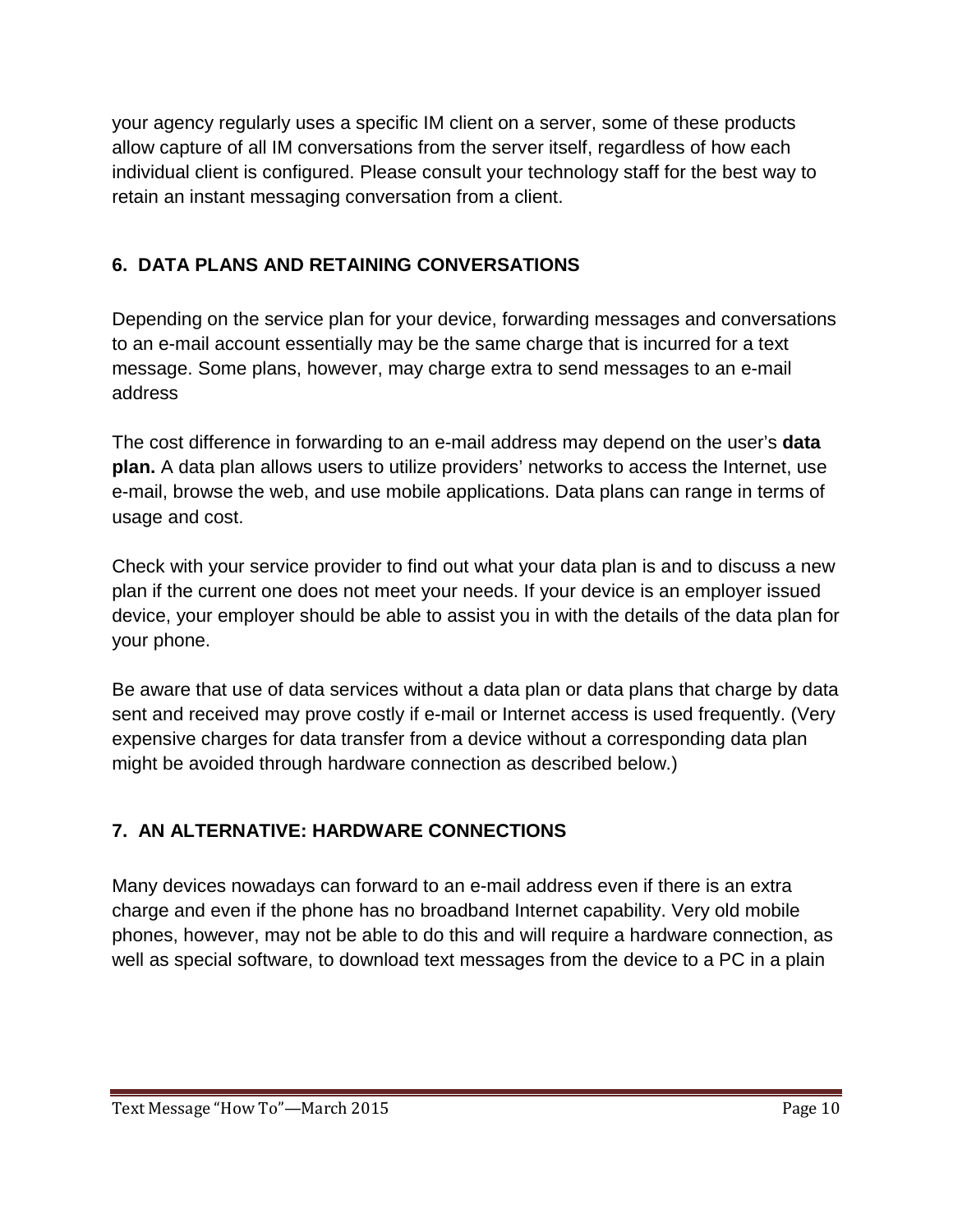your agency regularly uses a specific IM client on a server, some of these products allow capture of all IM conversations from the server itself, regardless of how each individual client is configured. Please consult your technology staff for the best way to retain an instant messaging conversation from a client.

## 6. DATA PLANS AND RETAINING CONVERSATIONS

Depending on the service plan for your device, forwarding messages and conversations to an e-mail account essentially may be the same charge that is incurred for a text message. Some plans, however, may charge extra to send messages to an e-mail address

The cost difference in forwarding to an e-mail address may depend on the user's **data plan.** A data plan allows users to utilize providers' networks to access the Internet, use e-mail, browse the web, and use mobile applications. Data plans can range in terms of usage and cost.

Check with your service provider to find out what your data plan is and to discuss a new plan if the current one does not meet your needs. If your device is an employer issued device, your employer should be able to assist you in with the details of the data plan for your phone.

Be aware that use of data services without a data plan or data plans that charge by data sent and received may prove costly if e-mail or Internet access is used frequently. (Very expensive charges for data transfer from a device without a corresponding data plan might be avoided through hardware connection as described below.)

## 7. AN ALTERNATIVE: HARDWARE CONNECTIONS

Many devices nowadays can forward to an e-mail address even if there is an extra charge and even if the phone has no broadband Internet capability. Very old mobile phones, however, may not be able to do this and will require a hardware connection, as well as special software, to download text messages from the device to a PC in a plain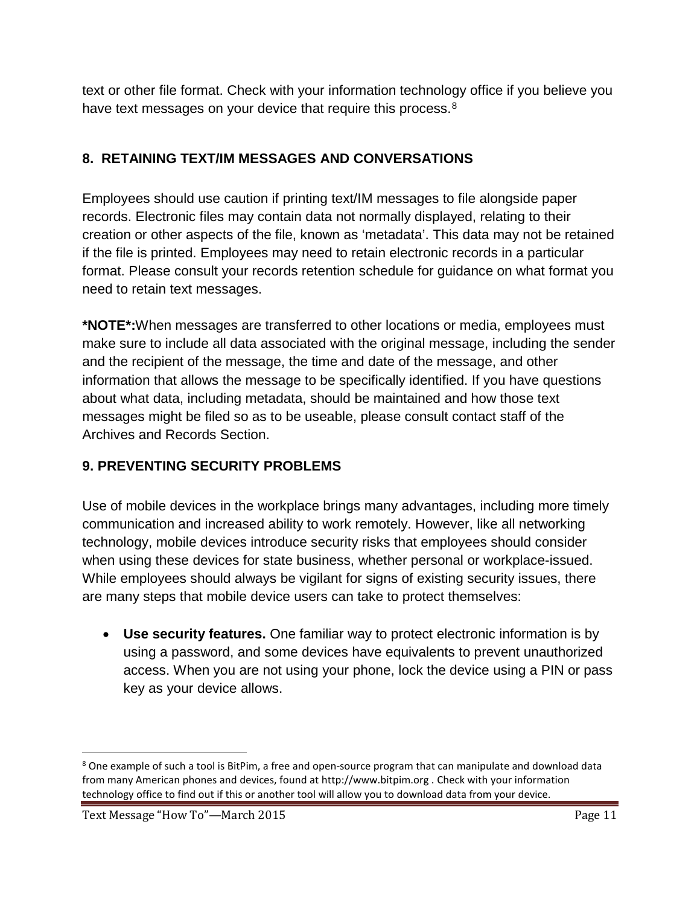text or other file format. Check with your information technology office if you believe you have text messages on your device that require this process.[8]

## 8. RETAINING TEXT/IM MESSAGES AND CONVERSATIONS

Employees should use caution if printing text/IM messages to file alongside paper records. Electronic files may contain data not normally displayed, relating to their creation or other aspects of the file, known as 'metadata'. This data may not be retained if the file is printed. Employees may need to retain electronic records in a particular format. Please consult your records retention schedule for guidance on what format you need to retain text messages.

**\*NOTE\*:**When messages are transferred to other locations or media, employees must make sure to include all data associated with the original message, including the sender and the recipient of the message, the time and date of the message, and other information that allows the message to be specifically identified. If you have questions about what data, including metadata, should be maintained and how those text messages might be filed so as to be useable, please consult contact staff of the Archives and Records Section.

## 9. PREVENTING SECURITY PROBLEMS

Use of mobile devices in the workplace brings many advantages, including more timely communication and increased ability to work remotely. However, like all networking technology, mobile devices introduce security risks that employees should consider when using these devices for state business, whether personal or workplace-issued. While employees should always be vigilant for signs of existing security issues, there are many steps that mobile device users can take to protect themselves:

- **Use security features.** One familiar way to protect electronic information is by using a password, and some devices have equivalents to prevent unauthorized access. When you are not using your phone, lock the device using a PIN or pass key as your device allows.

---

[8] One example of such a tool is BitPim, a free and open-source program that can manipulate and download data from many American phones and devices, found at http://www.bitpim.org . Check with your information technology office to find out if this or another tool will allow you to download data from your device.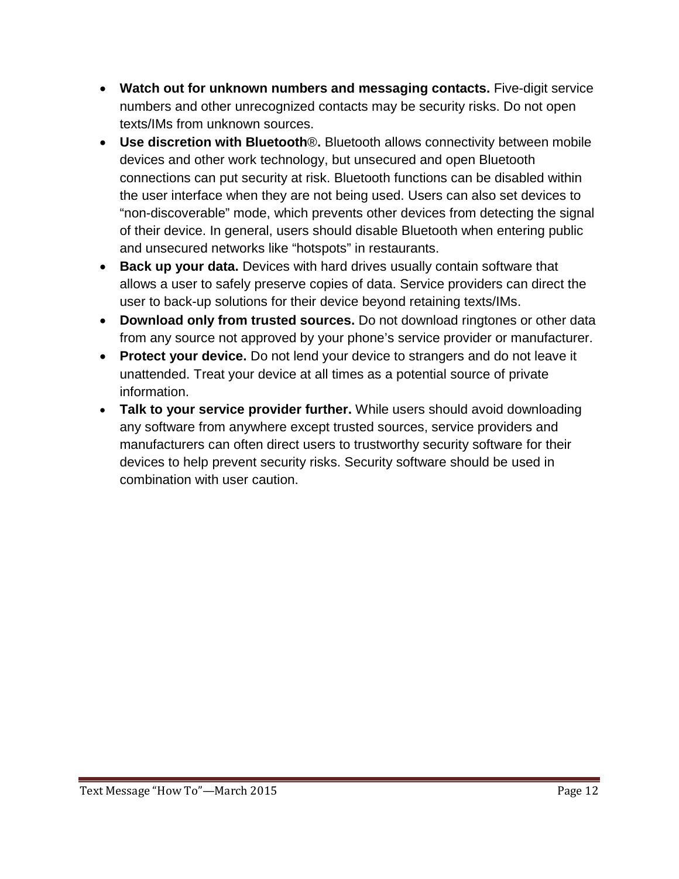- **Watch out for unknown numbers and messaging contacts.** Five-digit service numbers and other unrecognized contacts may be security risks. Do not open texts/IMs from unknown sources.
- **Use discretion with Bluetooth®.** Bluetooth allows connectivity between mobile devices and other work technology, but unsecured and open Bluetooth connections can put security at risk. Bluetooth functions can be disabled within the user interface when they are not being used. Users can also set devices to "non-discoverable" mode, which prevents other devices from detecting the signal of their device. In general, users should disable Bluetooth when entering public and unsecured networks like "hotspots" in restaurants.
- **Back up your data.** Devices with hard drives usually contain software that allows a user to safely preserve copies of data. Service providers can direct the user to back-up solutions for their device beyond retaining texts/IMs.
- **Download only from trusted sources.** Do not download ringtones or other data from any source not approved by your phone's service provider or manufacturer.
- **Protect your device.** Do not lend your device to strangers and do not leave it unattended. Treat your device at all times as a potential source of private information.
- **Talk to your service provider further.** While users should avoid downloading any software from anywhere except trusted sources, service providers and manufacturers can often direct users to trustworthy security software for their devices to help prevent security risks. Security software should be used in combination with user caution.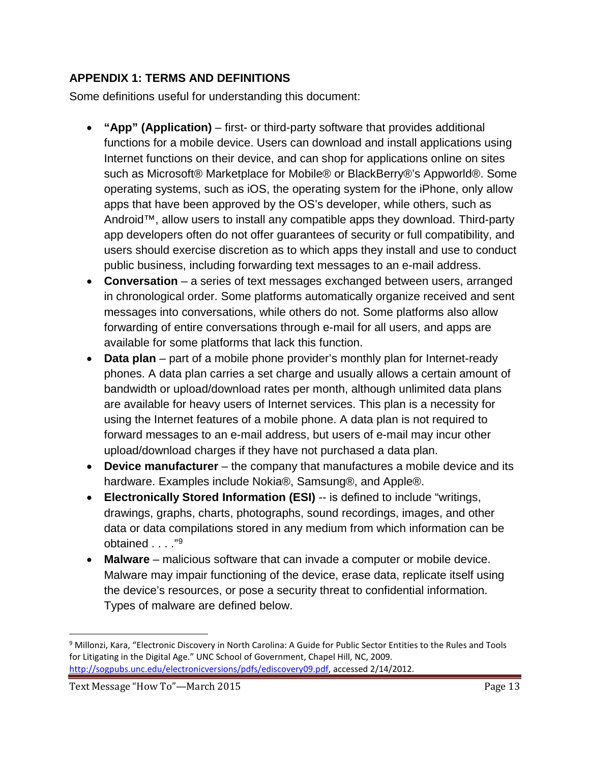## APPENDIX 1: TERMS AND DEFINITIONS

Some definitions useful for understanding this document:

- **"App" (Application)** – first- or third-party software that provides additional functions for a mobile device. Users can download and install applications using Internet functions on their device, and can shop for applications online on sites such as Microsoft® Marketplace for Mobile® or BlackBerry®'s Appworld®. Some operating systems, such as iOS, the operating system for the iPhone, only allow apps that have been approved by the OS's developer, while others, such as Android™, allow users to install any compatible apps they download. Third-party app developers often do not offer guarantees of security or full compatibility, and users should exercise discretion as to which apps they install and use to conduct public business, including forwarding text messages to an e-mail address.
- **Conversation** – a series of text messages exchanged between users, arranged in chronological order. Some platforms automatically organize received and sent messages into conversations, while others do not. Some platforms also allow forwarding of entire conversations through e-mail for all users, and apps are available for some platforms that lack this function.
- **Data plan** – part of a mobile phone provider's monthly plan for Internet-ready phones. A data plan carries a set charge and usually allows a certain amount of bandwidth or upload/download rates per month, although unlimited data plans are available for heavy users of Internet services. This plan is a necessity for using the Internet features of a mobile phone. A data plan is not required to forward messages to an e-mail address, but users of e-mail may incur other upload/download charges if they have not purchased a data plan.
- **Device manufacturer** – the company that manufactures a mobile device and its hardware. Examples include Nokia®, Samsung®, and Apple®.
- **Electronically Stored Information (ESI)** -- is defined to include "writings, drawings, graphs, charts, photographs, sound recordings, images, and other data or data compilations stored in any medium from which information can be obtained . . . ."[9]
- **Malware** – malicious software that can invade a computer or mobile device. Malware may impair functioning of the device, erase data, replicate itself using the device's resources, or pose a security threat to confidential information. Types of malware are defined below.

[9] Millonzi, Kara, "Electronic Discovery in North Carolina: A Guide for Public Sector Entities to the Rules and Tools for Litigating in the Digital Age." UNC School of Government, Chapel Hill, NC, 2009. http://sogpubs.unc.edu/electronicversions/pdfs/ediscovery09.pdf, accessed 2/14/2012.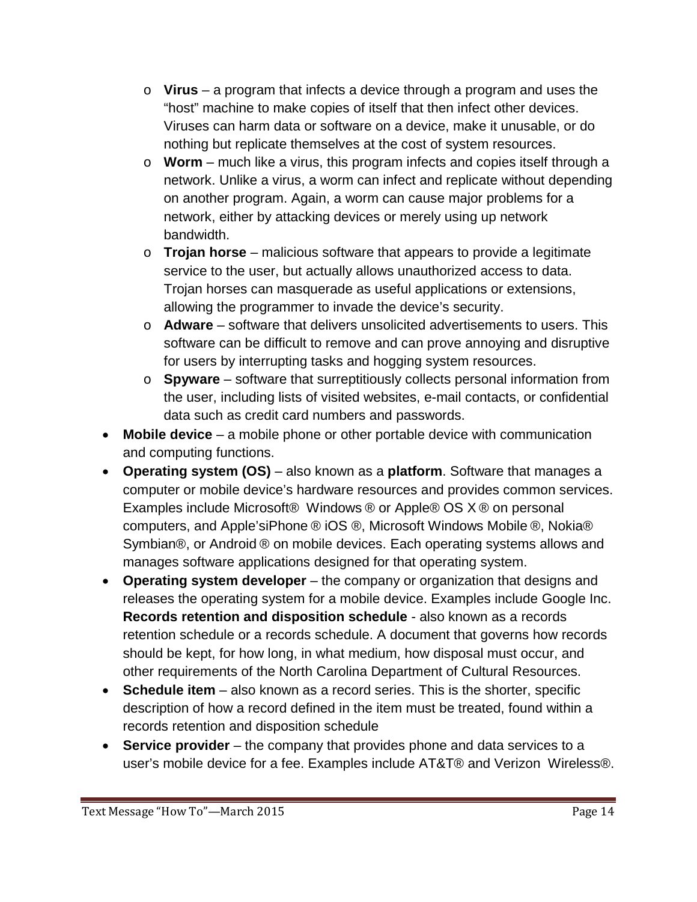- **Virus** – a program that infects a device through a program and uses the "host" machine to make copies of itself that then infect other devices. Viruses can harm data or software on a device, make it unusable, or do nothing but replicate themselves at the cost of system resources.
  - **Worm** – much like a virus, this program infects and copies itself through a network. Unlike a virus, a worm can infect and replicate without depending on another program. Again, a worm can cause major problems for a network, either by attacking devices or merely using up network bandwidth.
  - **Trojan horse** – malicious software that appears to provide a legitimate service to the user, but actually allows unauthorized access to data. Trojan horses can masquerade as useful applications or extensions, allowing the programmer to invade the device's security.
  - **Adware** – software that delivers unsolicited advertisements to users. This software can be difficult to remove and can prove annoying and disruptive for users by interrupting tasks and hogging system resources.
  - **Spyware** – software that surreptitiously collects personal information from the user, including lists of visited websites, e-mail contacts, or confidential data such as credit card numbers and passwords.
- **Mobile device** – a mobile phone or other portable device with communication and computing functions.
- **Operating system (OS)** – also known as a **platform**. Software that manages a computer or mobile device's hardware resources and provides common services. Examples include Microsoft® Windows ® or Apple® OS X ® on personal computers, and Apple'siPhone ® iOS ®, Microsoft Windows Mobile ®, Nokia® Symbian®, or Android ® on mobile devices. Each operating systems allows and manages software applications designed for that operating system.
- **Operating system developer** – the company or organization that designs and releases the operating system for a mobile device. Examples include Google Inc. **Records retention and disposition schedule** - also known as a records retention schedule or a records schedule. A document that governs how records should be kept, for how long, in what medium, how disposal must occur, and other requirements of the North Carolina Department of Cultural Resources.
- **Schedule item** – also known as a record series. This is the shorter, specific description of how a record defined in the item must be treated, found within a records retention and disposition schedule
- **Service provider** – the company that provides phone and data services to a user's mobile device for a fee. Examples include AT&T® and Verizon Wireless®.